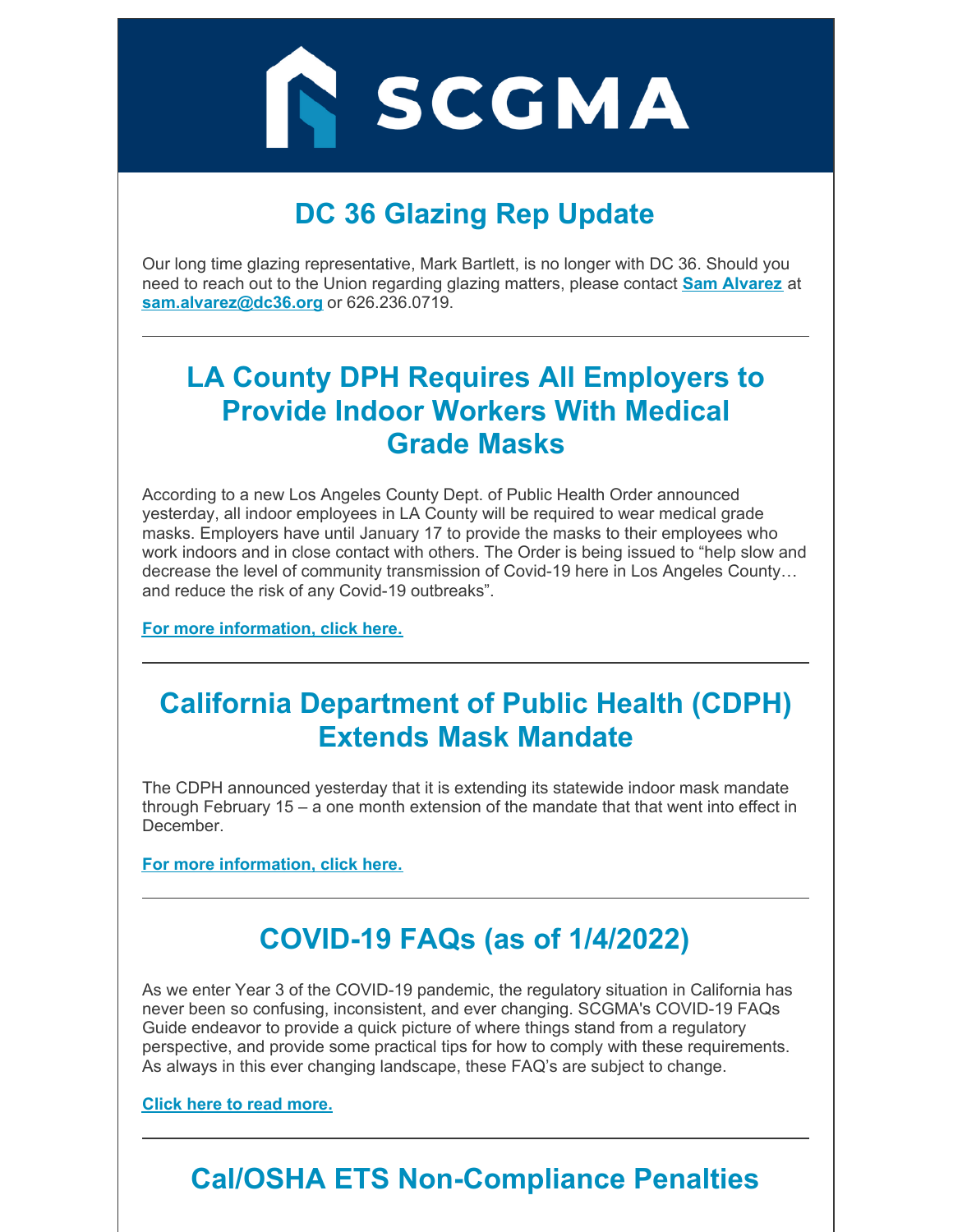# SCGMA

## DC 36 Glazing Rep Update

Our long time glazing representative, Mark Bartlett, is no longer with DC 36. Should you need to reach out to the Union regarding glazing matters, please contact **Sam Alvarez** at **sam.alvarez@dc36.org** or 626.236.0719.

---

## LA County DPH Requires All Employers to Provide Indoor Workers With Medical Grade Masks

According to a new Los Angeles County Dept. of Public Health Order announced yesterday, all indoor employees in LA County will be required to wear medical grade masks. Employers have until January 17 to provide the masks to their employees who work indoors and in close contact with others. The Order is being issued to "help slow and decrease the level of community transmission of Covid-19 here in Los Angeles County… and reduce the risk of any Covid-19 outbreaks".

**For more information, click here.**

---

## California Department of Public Health (CDPH) Extends Mask Mandate

The CDPH announced yesterday that it is extending its statewide indoor mask mandate through February 15 – a one month extension of the mandate that that went into effect in December.

**For more information, click here.**

---

## COVID-19 FAQs (as of 1/4/2022)

As we enter Year 3 of the COVID-19 pandemic, the regulatory situation in California has never been so confusing, inconsistent, and ever changing. SCGMA's COVID-19 FAQs Guide endeavor to provide a quick picture of where things stand from a regulatory perspective, and provide some practical tips for how to comply with these requirements. As always in this ever changing landscape, these FAQ's are subject to change.

**Click here to read more.**

---

## Cal/OSHA ETS Non-Compliance Penalties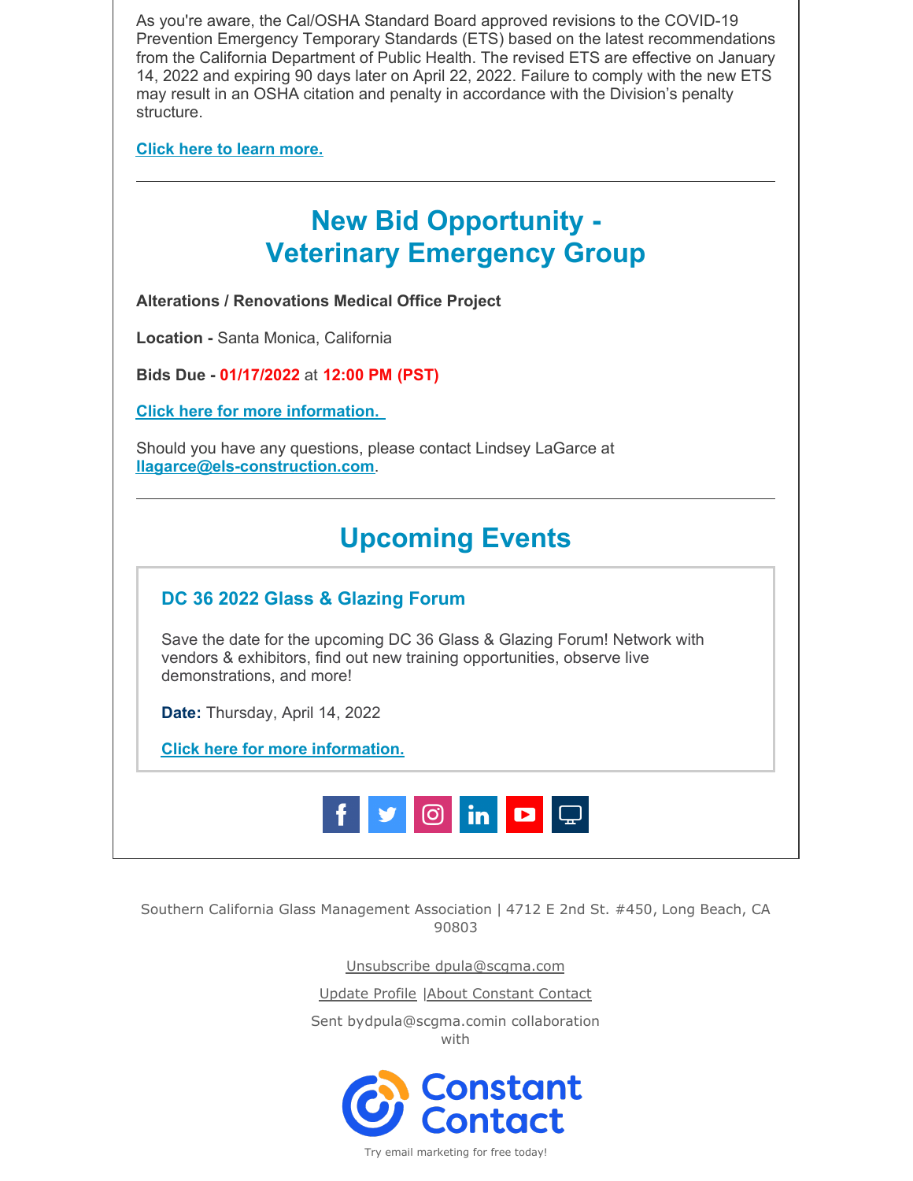As you're aware, the Cal/OSHA Standard Board approved revisions to the COVID-19 Prevention Emergency Temporary Standards (ETS) based on the latest recommendations from the California Department of Public Health. The revised ETS are effective on January 14, 2022 and expiring 90 days later on April 22, 2022. Failure to comply with the new ETS may result in an OSHA citation and penalty in accordance with the Division's penalty structure.

**Click here to learn more.**

---

## New Bid Opportunity - Veterinary Emergency Group

**Alterations / Renovations Medical Office Project**

**Location -** Santa Monica, California

**Bids Due - 01/17/2022** at **12:00 PM (PST)**

**Click here for more information.**

Should you have any questions, please contact Lindsey LaGarce at **llagarce@els-construction.com**.

---

## Upcoming Events

### DC 36 2022 Glass & Glazing Forum

Save the date for the upcoming DC 36 Glass & Glazing Forum! Network with vendors & exhibitors, find out new training opportunities, observe live demonstrations, and more!

**Date:** Thursday, April 14, 2022

**Click here for more information.**

Southern California Glass Management Association | 4712 E 2nd St. #450, Long Beach, CA 90803

Unsubscribe dpula@scgma.com

Update Profile | About Constant Contact

Sent by dpula@scgma.com in collaboration with

Constant Contact

Try email marketing for free today!